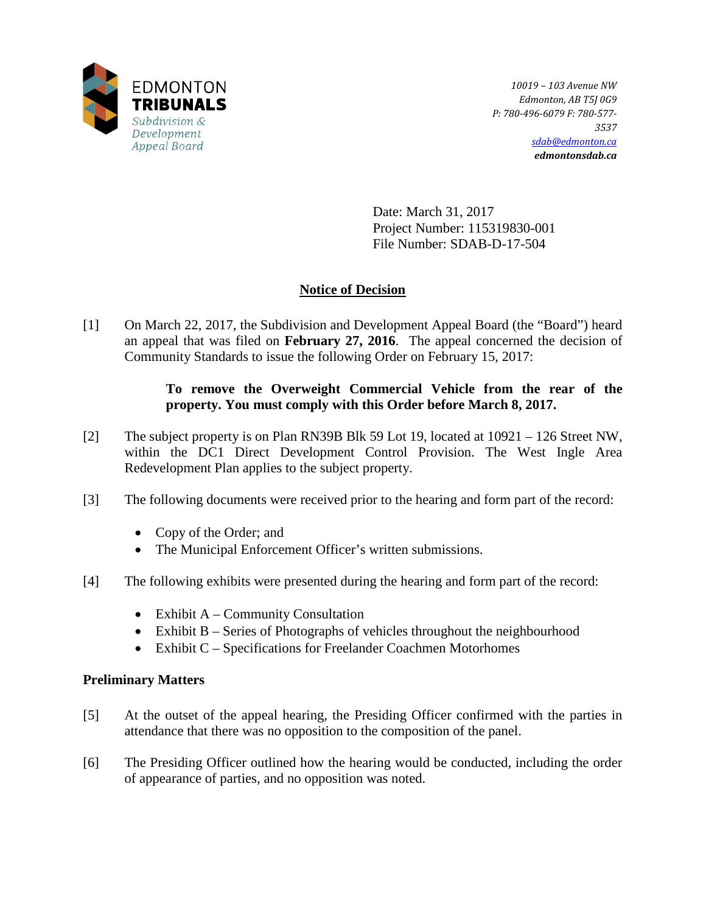EDMONTON
**TRIBUNALS**
*Subdivision & Development Appeal Board*

*10019 – 103 Avenue NW*
*Edmonton, AB T5J 0G9*
*P: 780-496-6079 F: 780-577-3537*
*sdab@edmonton.ca*
***edmontonsdab.ca***

Date: March 31, 2017
Project Number: 115319830-001
File Number: SDAB-D-17-504

## Notice of Decision

[1] On March 22, 2017, the Subdivision and Development Appeal Board (the "Board") heard an appeal that was filed on **February 27, 2016**. The appeal concerned the decision of Community Standards to issue the following Order on February 15, 2017:

> **To remove the Overweight Commercial Vehicle from the rear of the property. You must comply with this Order before March 8, 2017.**

[2] The subject property is on Plan RN39B Blk 59 Lot 19, located at 10921 – 126 Street NW, within the DC1 Direct Development Control Provision. The West Ingle Area Redevelopment Plan applies to the subject property.

[3] The following documents were received prior to the hearing and form part of the record:

- Copy of the Order; and
- The Municipal Enforcement Officer's written submissions.

[4] The following exhibits were presented during the hearing and form part of the record:

- Exhibit A – Community Consultation
- Exhibit B – Series of Photographs of vehicles throughout the neighbourhood
- Exhibit C – Specifications for Freelander Coachmen Motorhomes

### Preliminary Matters

[5] At the outset of the appeal hearing, the Presiding Officer confirmed with the parties in attendance that there was no opposition to the composition of the panel.

[6] The Presiding Officer outlined how the hearing would be conducted, including the order of appearance of parties, and no opposition was noted.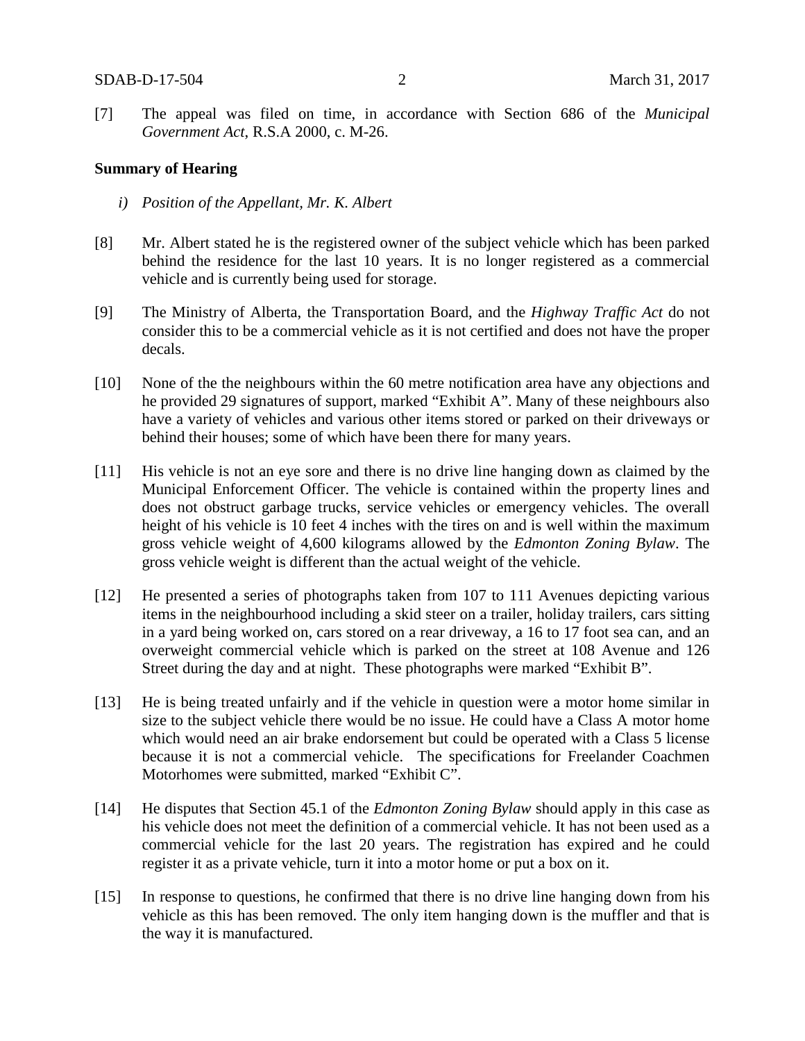[7] The appeal was filed on time, in accordance with Section 686 of the *Municipal Government Act*, R.S.A 2000, c. M-26.

**Summary of Hearing**

*i) Position of the Appellant, Mr. K. Albert*

[8] Mr. Albert stated he is the registered owner of the subject vehicle which has been parked behind the residence for the last 10 years. It is no longer registered as a commercial vehicle and is currently being used for storage.

[9] The Ministry of Alberta, the Transportation Board, and the *Highway Traffic Act* do not consider this to be a commercial vehicle as it is not certified and does not have the proper decals.

[10] None of the the neighbours within the 60 metre notification area have any objections and he provided 29 signatures of support, marked "Exhibit A". Many of these neighbours also have a variety of vehicles and various other items stored or parked on their driveways or behind their houses; some of which have been there for many years.

[11] His vehicle is not an eye sore and there is no drive line hanging down as claimed by the Municipal Enforcement Officer. The vehicle is contained within the property lines and does not obstruct garbage trucks, service vehicles or emergency vehicles. The overall height of his vehicle is 10 feet 4 inches with the tires on and is well within the maximum gross vehicle weight of 4,600 kilograms allowed by the *Edmonton Zoning Bylaw*. The gross vehicle weight is different than the actual weight of the vehicle.

[12] He presented a series of photographs taken from 107 to 111 Avenues depicting various items in the neighbourhood including a skid steer on a trailer, holiday trailers, cars sitting in a yard being worked on, cars stored on a rear driveway, a 16 to 17 foot sea can, and an overweight commercial vehicle which is parked on the street at 108 Avenue and 126 Street during the day and at night. These photographs were marked "Exhibit B".

[13] He is being treated unfairly and if the vehicle in question were a motor home similar in size to the subject vehicle there would be no issue. He could have a Class A motor home which would need an air brake endorsement but could be operated with a Class 5 license because it is not a commercial vehicle. The specifications for Freelander Coachmen Motorhomes were submitted, marked "Exhibit C".

[14] He disputes that Section 45.1 of the *Edmonton Zoning Bylaw* should apply in this case as his vehicle does not meet the definition of a commercial vehicle. It has not been used as a commercial vehicle for the last 20 years. The registration has expired and he could register it as a private vehicle, turn it into a motor home or put a box on it.

[15] In response to questions, he confirmed that there is no drive line hanging down from his vehicle as this has been removed. The only item hanging down is the muffler and that is the way it is manufactured.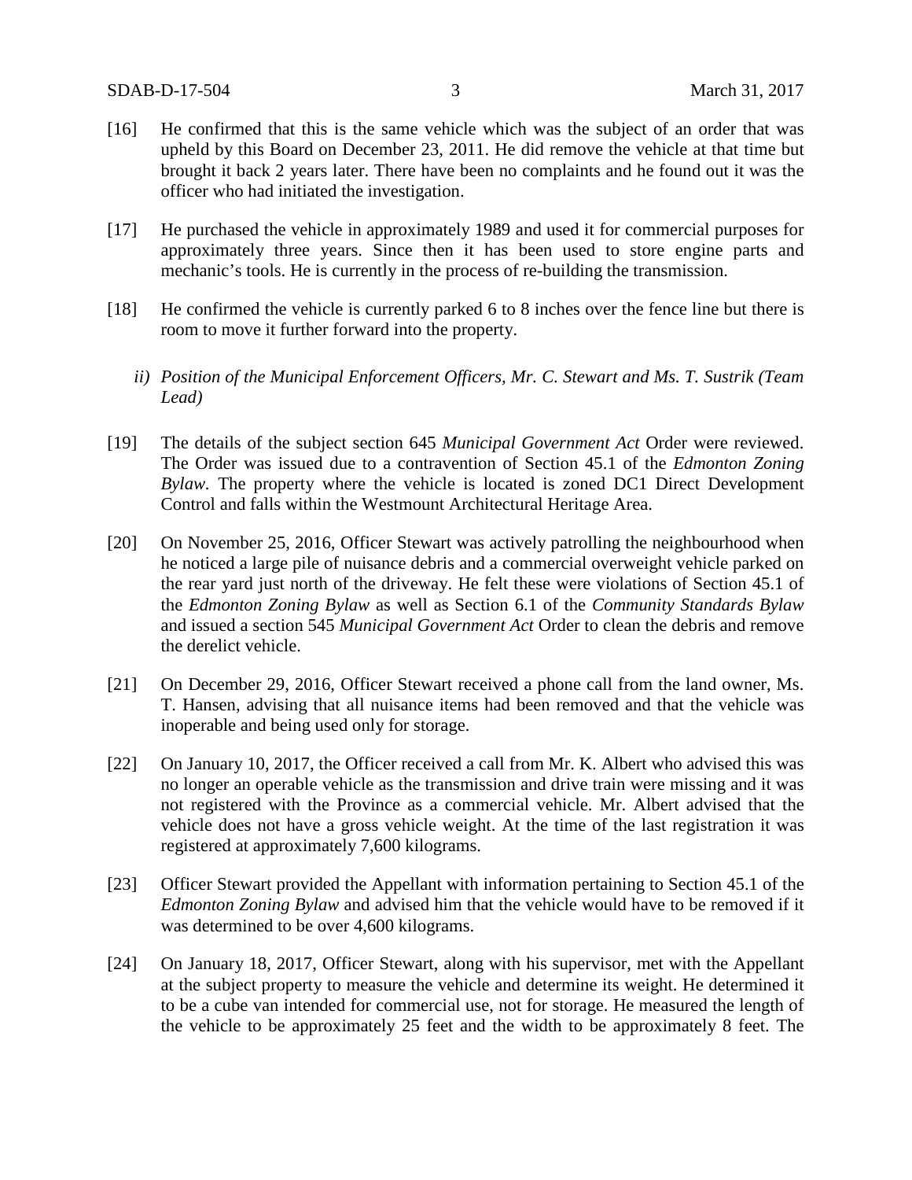[16] He confirmed that this is the same vehicle which was the subject of an order that was upheld by this Board on December 23, 2011. He did remove the vehicle at that time but brought it back 2 years later. There have been no complaints and he found out it was the officer who had initiated the investigation.

[17] He purchased the vehicle in approximately 1989 and used it for commercial purposes for approximately three years. Since then it has been used to store engine parts and mechanic's tools. He is currently in the process of re-building the transmission.

[18] He confirmed the vehicle is currently parked 6 to 8 inches over the fence line but there is room to move it further forward into the property.

*ii) Position of the Municipal Enforcement Officers, Mr. C. Stewart and Ms. T. Sustrik (Team Lead)*

[19] The details of the subject section 645 *Municipal Government Act* Order were reviewed. The Order was issued due to a contravention of Section 45.1 of the *Edmonton Zoning Bylaw*. The property where the vehicle is located is zoned DC1 Direct Development Control and falls within the Westmount Architectural Heritage Area.

[20] On November 25, 2016, Officer Stewart was actively patrolling the neighbourhood when he noticed a large pile of nuisance debris and a commercial overweight vehicle parked on the rear yard just north of the driveway. He felt these were violations of Section 45.1 of the *Edmonton Zoning Bylaw* as well as Section 6.1 of the *Community Standards Bylaw* and issued a section 545 *Municipal Government Act* Order to clean the debris and remove the derelict vehicle.

[21] On December 29, 2016, Officer Stewart received a phone call from the land owner, Ms. T. Hansen, advising that all nuisance items had been removed and that the vehicle was inoperable and being used only for storage.

[22] On January 10, 2017, the Officer received a call from Mr. K. Albert who advised this was no longer an operable vehicle as the transmission and drive train were missing and it was not registered with the Province as a commercial vehicle. Mr. Albert advised that the vehicle does not have a gross vehicle weight. At the time of the last registration it was registered at approximately 7,600 kilograms.

[23] Officer Stewart provided the Appellant with information pertaining to Section 45.1 of the *Edmonton Zoning Bylaw* and advised him that the vehicle would have to be removed if it was determined to be over 4,600 kilograms.

[24] On January 18, 2017, Officer Stewart, along with his supervisor, met with the Appellant at the subject property to measure the vehicle and determine its weight. He determined it to be a cube van intended for commercial use, not for storage. He measured the length of the vehicle to be approximately 25 feet and the width to be approximately 8 feet. The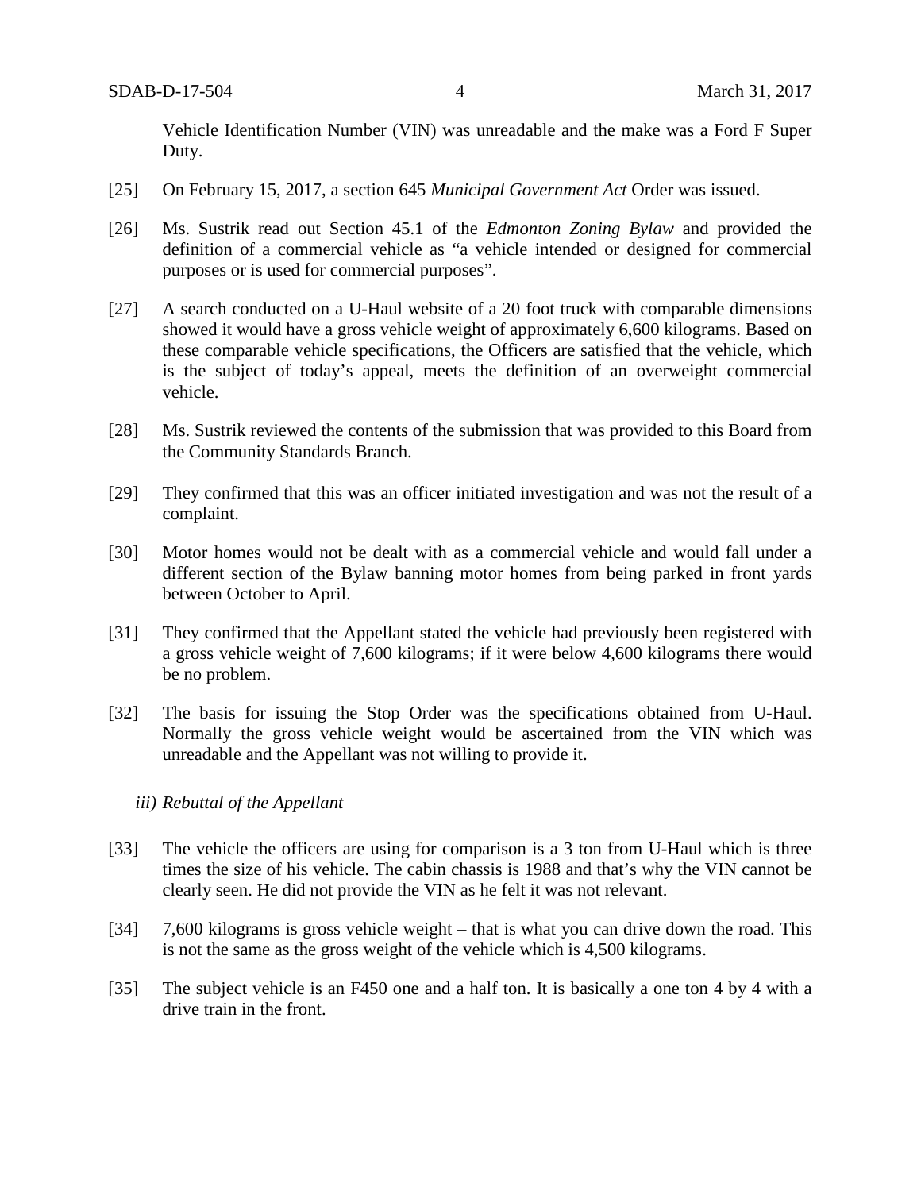Vehicle Identification Number (VIN) was unreadable and the make was a Ford F Super Duty.

[25] On February 15, 2017, a section 645 *Municipal Government Act* Order was issued.

[26] Ms. Sustrik read out Section 45.1 of the *Edmonton Zoning Bylaw* and provided the definition of a commercial vehicle as "a vehicle intended or designed for commercial purposes or is used for commercial purposes".

[27] A search conducted on a U-Haul website of a 20 foot truck with comparable dimensions showed it would have a gross vehicle weight of approximately 6,600 kilograms. Based on these comparable vehicle specifications, the Officers are satisfied that the vehicle, which is the subject of today's appeal, meets the definition of an overweight commercial vehicle.

[28] Ms. Sustrik reviewed the contents of the submission that was provided to this Board from the Community Standards Branch.

[29] They confirmed that this was an officer initiated investigation and was not the result of a complaint.

[30] Motor homes would not be dealt with as a commercial vehicle and would fall under a different section of the Bylaw banning motor homes from being parked in front yards between October to April.

[31] They confirmed that the Appellant stated the vehicle had previously been registered with a gross vehicle weight of 7,600 kilograms; if it were below 4,600 kilograms there would be no problem.

[32] The basis for issuing the Stop Order was the specifications obtained from U-Haul. Normally the gross vehicle weight would be ascertained from the VIN which was unreadable and the Appellant was not willing to provide it.

*iii) Rebuttal of the Appellant*

[33] The vehicle the officers are using for comparison is a 3 ton from U-Haul which is three times the size of his vehicle. The cabin chassis is 1988 and that's why the VIN cannot be clearly seen. He did not provide the VIN as he felt it was not relevant.

[34] 7,600 kilograms is gross vehicle weight – that is what you can drive down the road. This is not the same as the gross weight of the vehicle which is 4,500 kilograms.

[35] The subject vehicle is an F450 one and a half ton. It is basically a one ton 4 by 4 with a drive train in the front.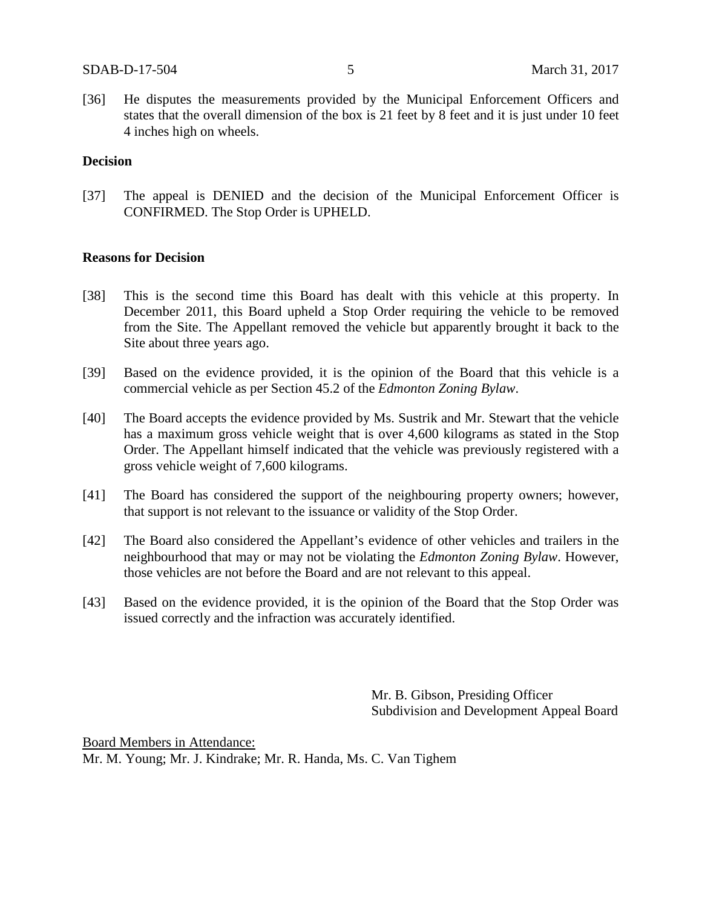[36] He disputes the measurements provided by the Municipal Enforcement Officers and states that the overall dimension of the box is 21 feet by 8 feet and it is just under 10 feet 4 inches high on wheels.

**Decision**

[37] The appeal is DENIED and the decision of the Municipal Enforcement Officer is CONFIRMED. The Stop Order is UPHELD.

**Reasons for Decision**

[38] This is the second time this Board has dealt with this vehicle at this property. In December 2011, this Board upheld a Stop Order requiring the vehicle to be removed from the Site. The Appellant removed the vehicle but apparently brought it back to the Site about three years ago.

[39] Based on the evidence provided, it is the opinion of the Board that this vehicle is a commercial vehicle as per Section 45.2 of the *Edmonton Zoning Bylaw*.

[40] The Board accepts the evidence provided by Ms. Sustrik and Mr. Stewart that the vehicle has a maximum gross vehicle weight that is over 4,600 kilograms as stated in the Stop Order. The Appellant himself indicated that the vehicle was previously registered with a gross vehicle weight of 7,600 kilograms.

[41] The Board has considered the support of the neighbouring property owners; however, that support is not relevant to the issuance or validity of the Stop Order.

[42] The Board also considered the Appellant's evidence of other vehicles and trailers in the neighbourhood that may or may not be violating the *Edmonton Zoning Bylaw*. However, those vehicles are not before the Board and are not relevant to this appeal.

[43] Based on the evidence provided, it is the opinion of the Board that the Stop Order was issued correctly and the infraction was accurately identified.

Mr. B. Gibson, Presiding Officer
Subdivision and Development Appeal Board

Board Members in Attendance:
Mr. M. Young; Mr. J. Kindrake; Mr. R. Handa, Ms. C. Van Tighem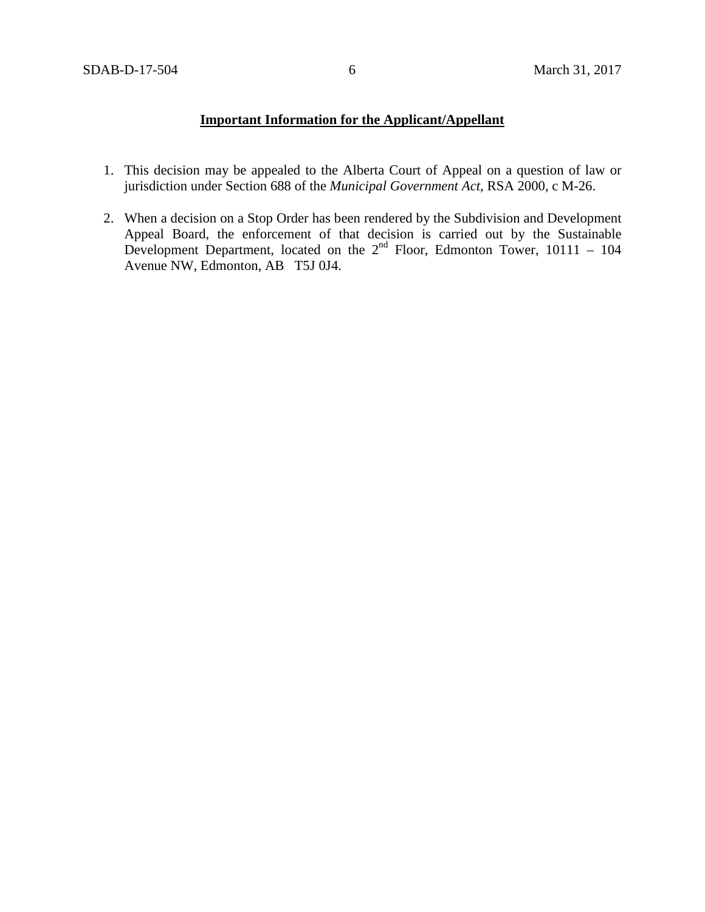**Important Information for the Applicant/Appellant**

1. This decision may be appealed to the Alberta Court of Appeal on a question of law or jurisdiction under Section 688 of the *Municipal Government Act*, RSA 2000, c M-26.

2. When a decision on a Stop Order has been rendered by the Subdivision and Development Appeal Board, the enforcement of that decision is carried out by the Sustainable Development Department, located on the 2nd Floor, Edmonton Tower, 10111 – 104 Avenue NW, Edmonton, AB T5J 0J4.